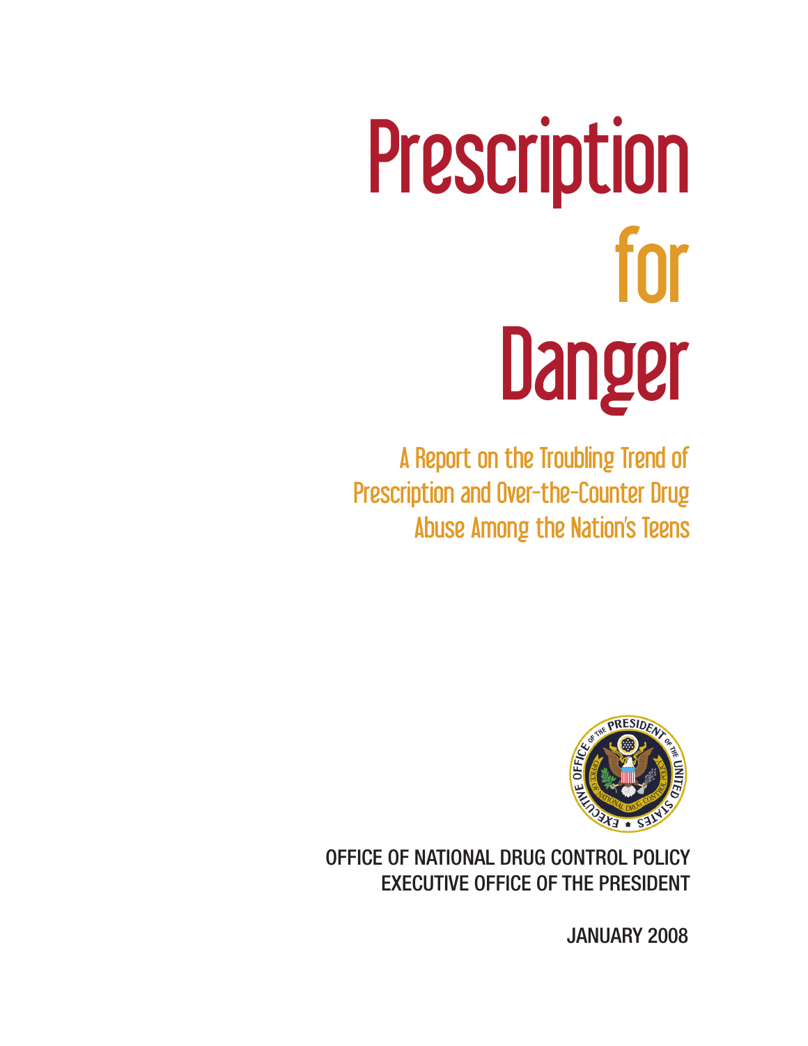# Prescription for Danger

## A Report on the Troubling Trend of Prescription and Over-the-Counter Drug Abuse Among the Nation's Teens

OFFICE OF NATIONAL DRUG CONTROL POLICY
EXECUTIVE OFFICE OF THE PRESIDENT

JANUARY 2008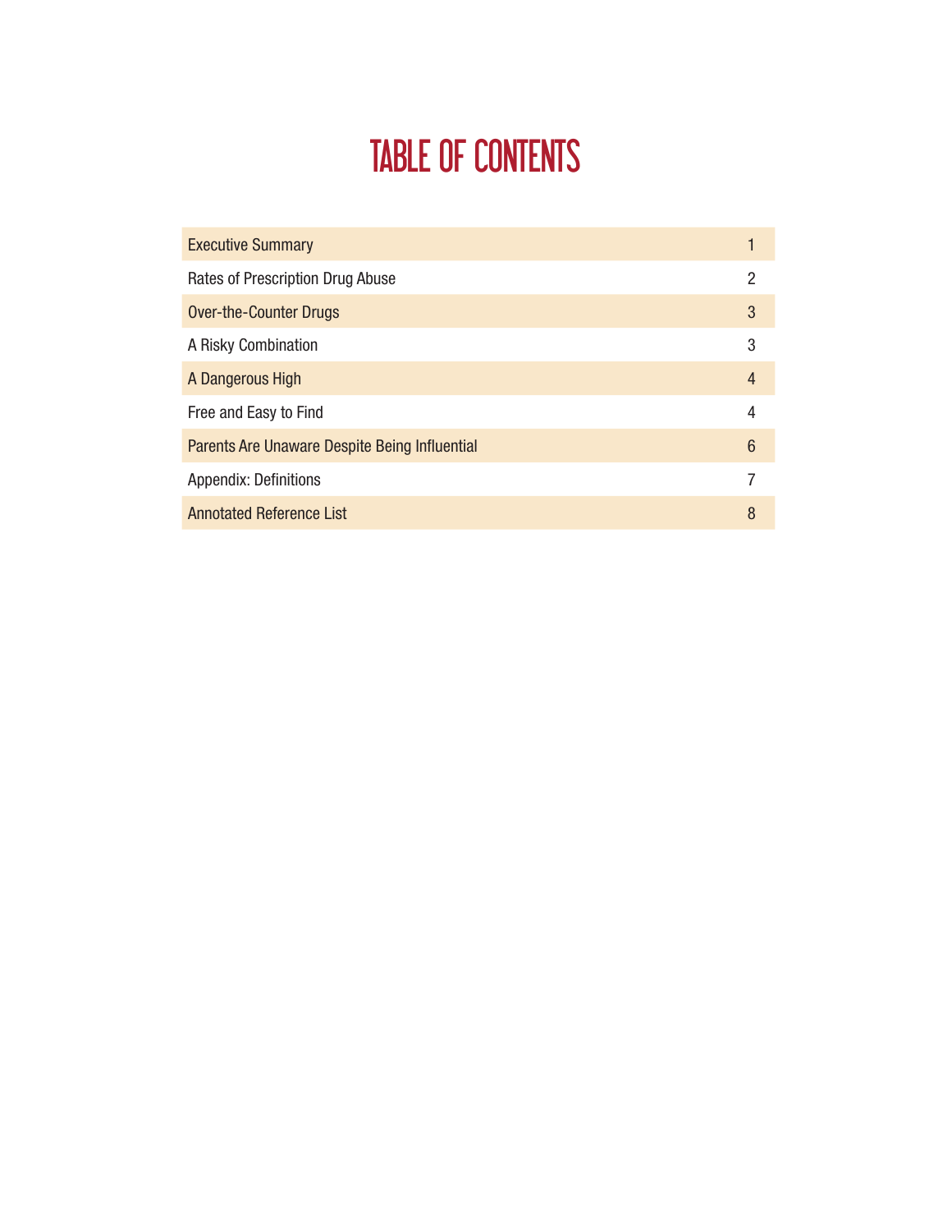# TABLE OF CONTENTS

| | |
|---|---|
| Executive Summary | 1 |
| Rates of Prescription Drug Abuse | 2 |
| Over-the-Counter Drugs | 3 |
| A Risky Combination | 3 |
| A Dangerous High | 4 |
| Free and Easy to Find | 4 |
| Parents Are Unaware Despite Being Influential | 6 |
| Appendix: Definitions | 7 |
| Annotated Reference List | 8 |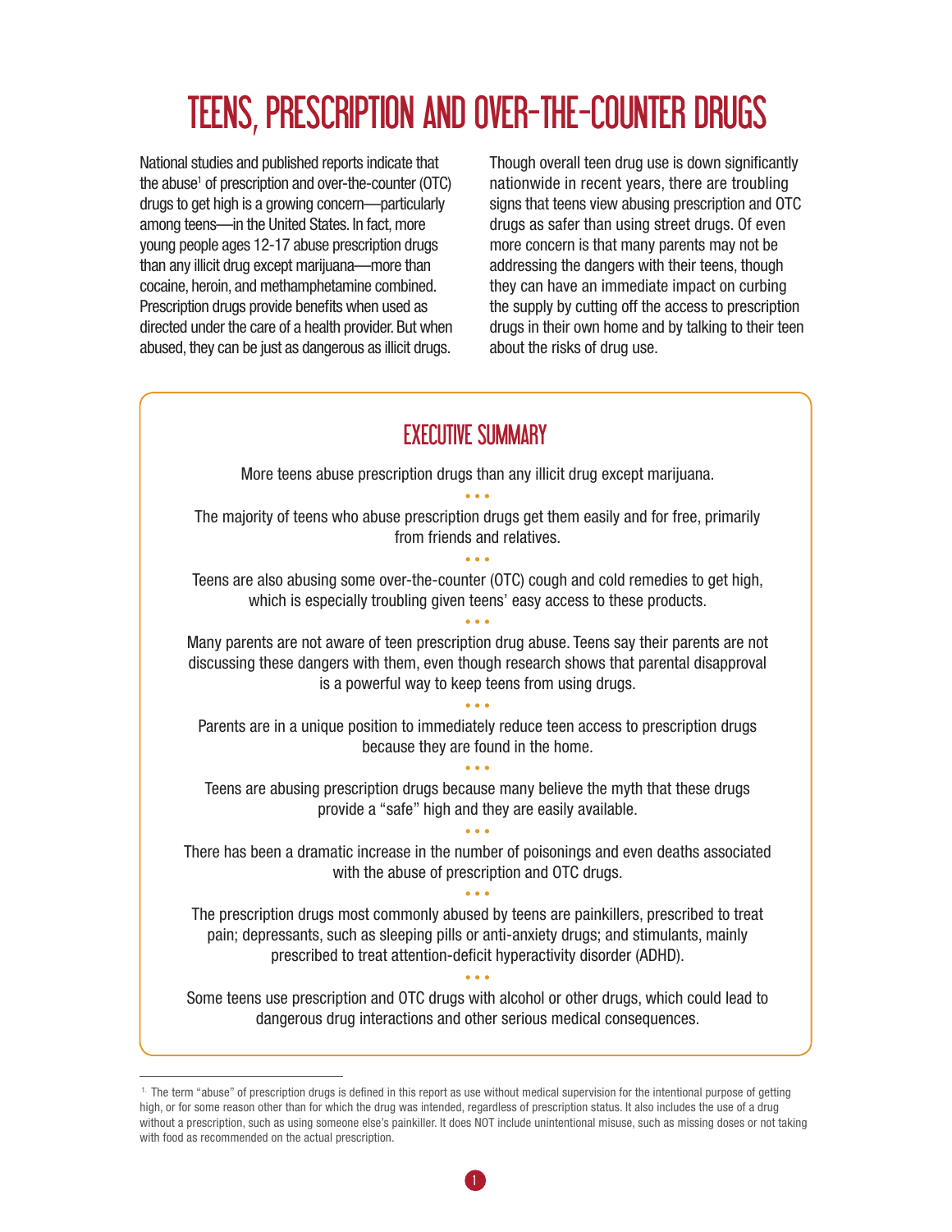# TEENS, PRESCRIPTION AND OVER-THE-COUNTER DRUGS

National studies and published reports indicate that the abuse[1] of prescription and over-the-counter (OTC) drugs to get high is a growing concern—particularly among teens—in the United States. In fact, more young people ages 12-17 abuse prescription drugs than any illicit drug except marijuana—more than cocaine, heroin, and methamphetamine combined. Prescription drugs provide benefits when used as directed under the care of a health provider. But when abused, they can be just as dangerous as illicit drugs.

Though overall teen drug use is down significantly nationwide in recent years, there are troubling signs that teens view abusing prescription and OTC drugs as safer than using street drugs. Of even more concern is that many parents may not be addressing the dangers with their teens, though they can have an immediate impact on curbing the supply by cutting off the access to prescription drugs in their own home and by talking to their teen about the risks of drug use.

## EXECUTIVE SUMMARY

More teens abuse prescription drugs than any illicit drug except marijuana.

• • •

The majority of teens who abuse prescription drugs get them easily and for free, primarily from friends and relatives.

• • •

Teens are also abusing some over-the-counter (OTC) cough and cold remedies to get high, which is especially troubling given teens' easy access to these products.

• • •

Many parents are not aware of teen prescription drug abuse. Teens say their parents are not discussing these dangers with them, even though research shows that parental disapproval is a powerful way to keep teens from using drugs.

• • •

Parents are in a unique position to immediately reduce teen access to prescription drugs because they are found in the home.

• • •

Teens are abusing prescription drugs because many believe the myth that these drugs provide a "safe" high and they are easily available.

• • •

There has been a dramatic increase in the number of poisonings and even deaths associated with the abuse of prescription and OTC drugs.

• • •

The prescription drugs most commonly abused by teens are painkillers, prescribed to treat pain; depressants, such as sleeping pills or anti-anxiety drugs; and stimulants, mainly prescribed to treat attention-deficit hyperactivity disorder (ADHD).

• • •

Some teens use prescription and OTC drugs with alcohol or other drugs, which could lead to dangerous drug interactions and other serious medical consequences.

---

[1] The term "abuse" of prescription drugs is defined in this report as use without medical supervision for the intentional purpose of getting high, or for some reason other than for which the drug was intended, regardless of prescription status. It also includes the use of a drug without a prescription, such as using someone else's painkiller. It does NOT include unintentional misuse, such as missing doses or not taking with food as recommended on the actual prescription.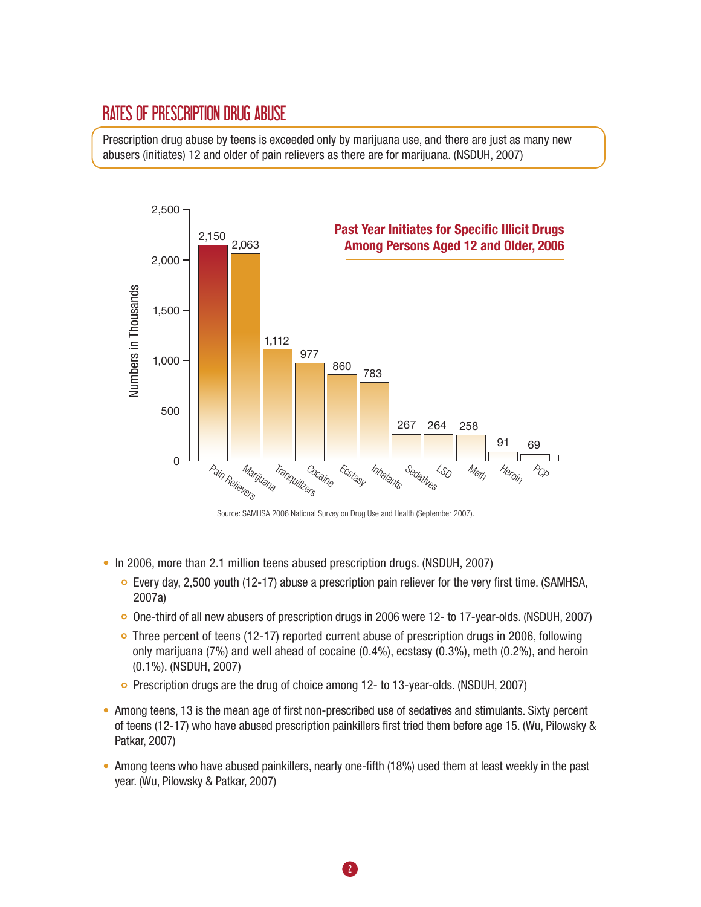## RATES OF PRESCRIPTION DRUG ABUSE

Prescription drug abuse by teens is exceeded only by marijuana use, and there are just as many new abusers (initiates) 12 and older of pain relievers as there are for marijuana. (NSDUH, 2007)

**Past Year Initiates for Specific Illicit Drugs Among Persons Aged 12 and Older, 2006**

| Drug | Numbers in Thousands |
|---|---|
| Pain Relievers | 2,150 |
| Marijuana | 2,063 |
| Tranquilizers | 1,112 |
| Cocaine | 977 |
| Ecstasy | 860 |
| Inhalants | 783 |
| Sedatives | 267 |
| LSD | 264 |
| Meth | 258 |
| Heroin | 91 |
| PCP | 69 |

Source: SAMHSA 2006 National Survey on Drug Use and Health (September 2007).

- In 2006, more than 2.1 million teens abused prescription drugs. (NSDUH, 2007)
  - Every day, 2,500 youth (12-17) abuse a prescription pain reliever for the very first time. (SAMHSA, 2007a)
  - One-third of all new abusers of prescription drugs in 2006 were 12- to 17-year-olds. (NSDUH, 2007)
  - Three percent of teens (12-17) reported current abuse of prescription drugs in 2006, following only marijuana (7%) and well ahead of cocaine (0.4%), ecstasy (0.3%), meth (0.2%), and heroin (0.1%). (NSDUH, 2007)
  - Prescription drugs are the drug of choice among 12- to 13-year-olds. (NSDUH, 2007)
- Among teens, 13 is the mean age of first non-prescribed use of sedatives and stimulants. Sixty percent of teens (12-17) who have abused prescription painkillers first tried them before age 15. (Wu, Pilowsky & Patkar, 2007)
- Among teens who have abused painkillers, nearly one-fifth (18%) used them at least weekly in the past year. (Wu, Pilowsky & Patkar, 2007)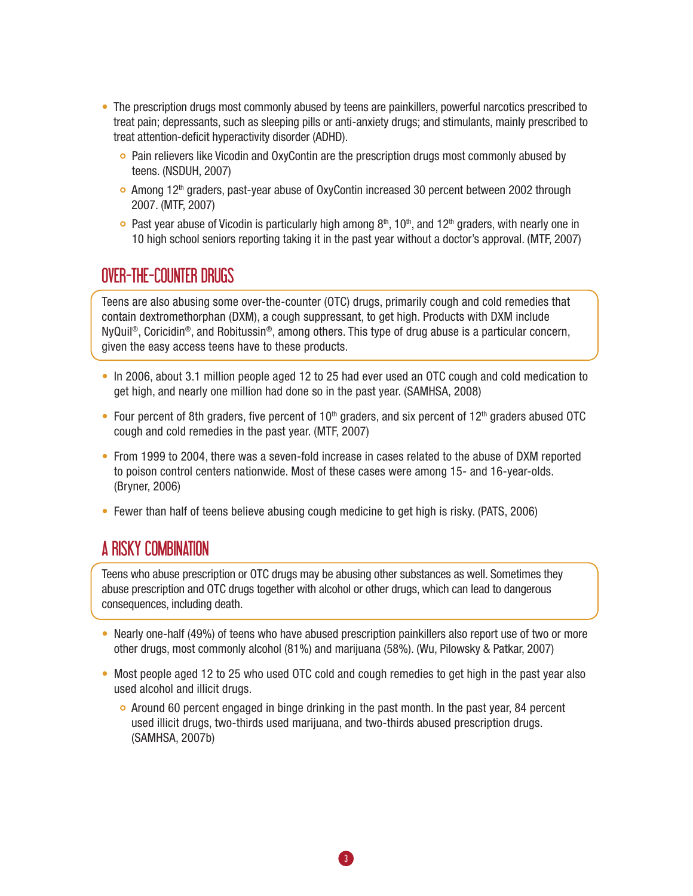- The prescription drugs most commonly abused by teens are painkillers, powerful narcotics prescribed to treat pain; depressants, such as sleeping pills or anti-anxiety drugs; and stimulants, mainly prescribed to treat attention-deficit hyperactivity disorder (ADHD).
  - Pain relievers like Vicodin and OxyContin are the prescription drugs most commonly abused by teens. (NSDUH, 2007)
  - Among 12th graders, past-year abuse of OxyContin increased 30 percent between 2002 through 2007. (MTF, 2007)
  - Past year abuse of Vicodin is particularly high among 8th, 10th, and 12th graders, with nearly one in 10 high school seniors reporting taking it in the past year without a doctor's approval. (MTF, 2007)

## OVER-THE-COUNTER DRUGS

Teens are also abusing some over-the-counter (OTC) drugs, primarily cough and cold remedies that contain dextromethorphan (DXM), a cough suppressant, to get high. Products with DXM include NyQuil®, Coricidin®, and Robitussin®, among others. This type of drug abuse is a particular concern, given the easy access teens have to these products.

- In 2006, about 3.1 million people aged 12 to 25 had ever used an OTC cough and cold medication to get high, and nearly one million had done so in the past year. (SAMHSA, 2008)
- Four percent of 8th graders, five percent of 10th graders, and six percent of 12th graders abused OTC cough and cold remedies in the past year. (MTF, 2007)
- From 1999 to 2004, there was a seven-fold increase in cases related to the abuse of DXM reported to poison control centers nationwide. Most of these cases were among 15- and 16-year-olds. (Bryner, 2006)
- Fewer than half of teens believe abusing cough medicine to get high is risky. (PATS, 2006)

## A RISKY COMBINATION

Teens who abuse prescription or OTC drugs may be abusing other substances as well. Sometimes they abuse prescription and OTC drugs together with alcohol or other drugs, which can lead to dangerous consequences, including death.

- Nearly one-half (49%) of teens who have abused prescription painkillers also report use of two or more other drugs, most commonly alcohol (81%) and marijuana (58%). (Wu, Pilowsky & Patkar, 2007)
- Most people aged 12 to 25 who used OTC cold and cough remedies to get high in the past year also used alcohol and illicit drugs.
  - Around 60 percent engaged in binge drinking in the past month. In the past year, 84 percent used illicit drugs, two-thirds used marijuana, and two-thirds abused prescription drugs. (SAMHSA, 2007b)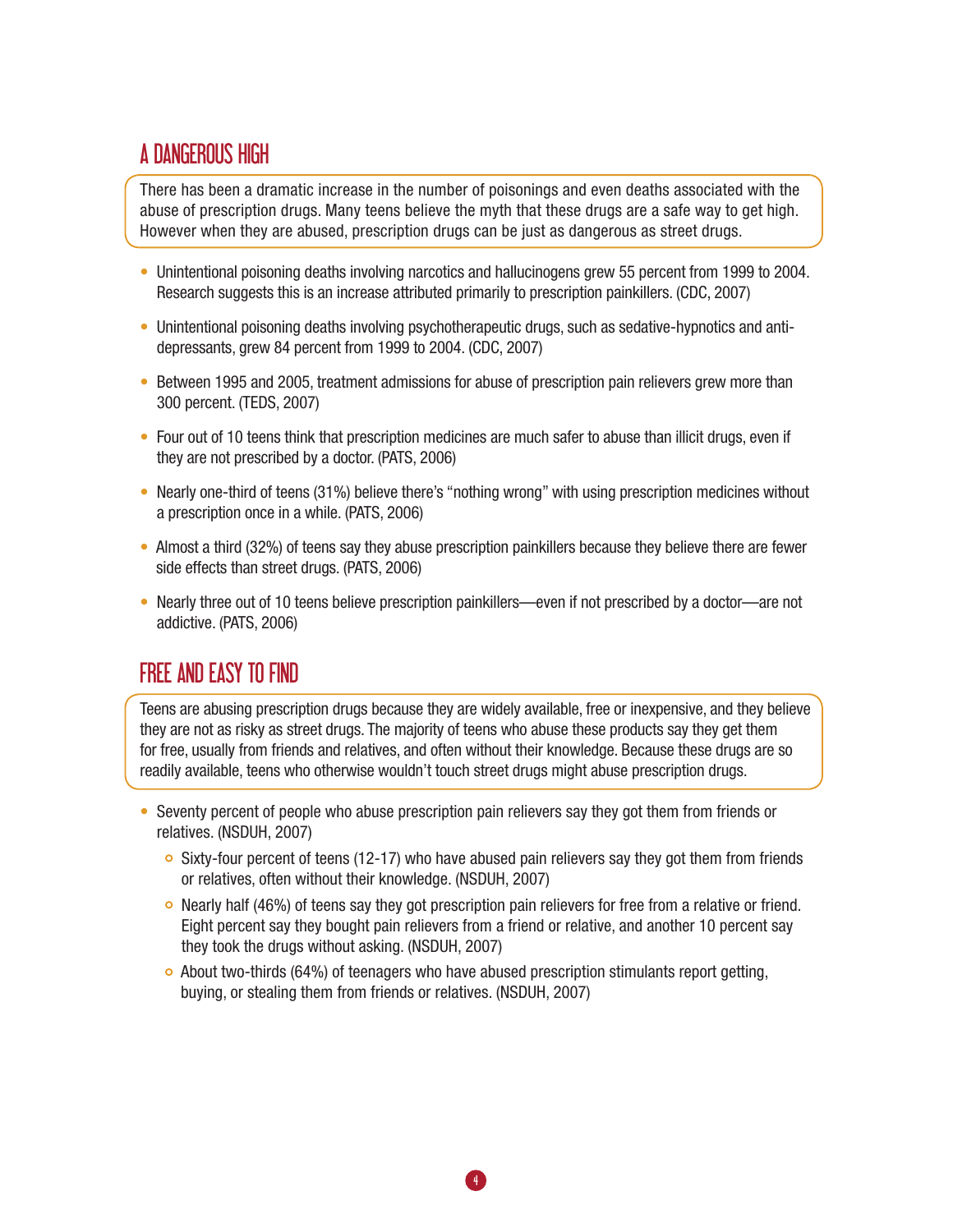## A DANGEROUS HIGH

There has been a dramatic increase in the number of poisonings and even deaths associated with the abuse of prescription drugs. Many teens believe the myth that these drugs are a safe way to get high. However when they are abused, prescription drugs can be just as dangerous as street drugs.

- Unintentional poisoning deaths involving narcotics and hallucinogens grew 55 percent from 1999 to 2004. Research suggests this is an increase attributed primarily to prescription painkillers. (CDC, 2007)
- Unintentional poisoning deaths involving psychotherapeutic drugs, such as sedative-hypnotics and anti-depressants, grew 84 percent from 1999 to 2004. (CDC, 2007)
- Between 1995 and 2005, treatment admissions for abuse of prescription pain relievers grew more than 300 percent. (TEDS, 2007)
- Four out of 10 teens think that prescription medicines are much safer to abuse than illicit drugs, even if they are not prescribed by a doctor. (PATS, 2006)
- Nearly one-third of teens (31%) believe there's "nothing wrong" with using prescription medicines without a prescription once in a while. (PATS, 2006)
- Almost a third (32%) of teens say they abuse prescription painkillers because they believe there are fewer side effects than street drugs. (PATS, 2006)
- Nearly three out of 10 teens believe prescription painkillers—even if not prescribed by a doctor—are not addictive. (PATS, 2006)

## FREE AND EASY TO FIND

Teens are abusing prescription drugs because they are widely available, free or inexpensive, and they believe they are not as risky as street drugs. The majority of teens who abuse these products say they get them for free, usually from friends and relatives, and often without their knowledge. Because these drugs are so readily available, teens who otherwise wouldn't touch street drugs might abuse prescription drugs.

- Seventy percent of people who abuse prescription pain relievers say they got them from friends or relatives. (NSDUH, 2007)
  - Sixty-four percent of teens (12-17) who have abused pain relievers say they got them from friends or relatives, often without their knowledge. (NSDUH, 2007)
  - Nearly half (46%) of teens say they got prescription pain relievers for free from a relative or friend. Eight percent say they bought pain relievers from a friend or relative, and another 10 percent say they took the drugs without asking. (NSDUH, 2007)
  - About two-thirds (64%) of teenagers who have abused prescription stimulants report getting, buying, or stealing them from friends or relatives. (NSDUH, 2007)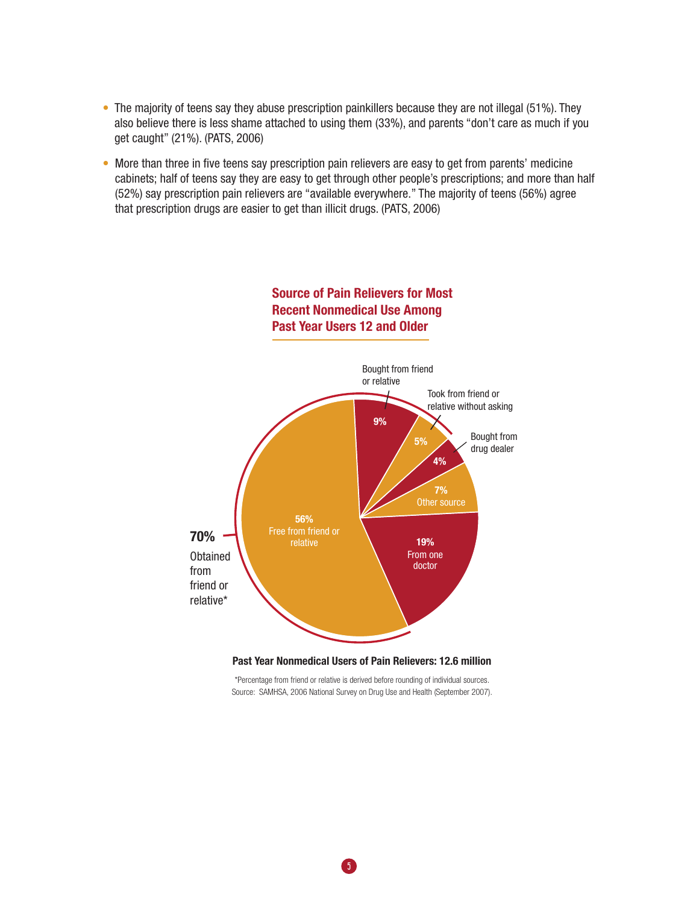- The majority of teens say they abuse prescription painkillers because they are not illegal (51%). They also believe there is less shame attached to using them (33%), and parents "don't care as much if you get caught" (21%). (PATS, 2006)
- More than three in five teens say prescription pain relievers are easy to get from parents' medicine cabinets; half of teens say they are easy to get through other people's prescriptions; and more than half (52%) say prescription pain relievers are "available everywhere." The majority of teens (56%) agree that prescription drugs are easier to get than illicit drugs. (PATS, 2006)

## Source of Pain Relievers for Most Recent Nonmedical Use Among Past Year Users 12 and Older

| Source | Percent |
|---|---|
| Free from friend or relative | 56% |
| Bought from friend or relative | 9% |
| Took from friend or relative without asking | 5% |
| Bought from drug dealer | 4% |
| Other source | 7% |
| From one doctor | 19% |

**70%** Obtained from friend or relative*

**Past Year Nonmedical Users of Pain Relievers: 12.6 million**

*Percentage from friend or relative is derived before rounding of individual sources.
Source: SAMHSA, 2006 National Survey on Drug Use and Health (September 2007).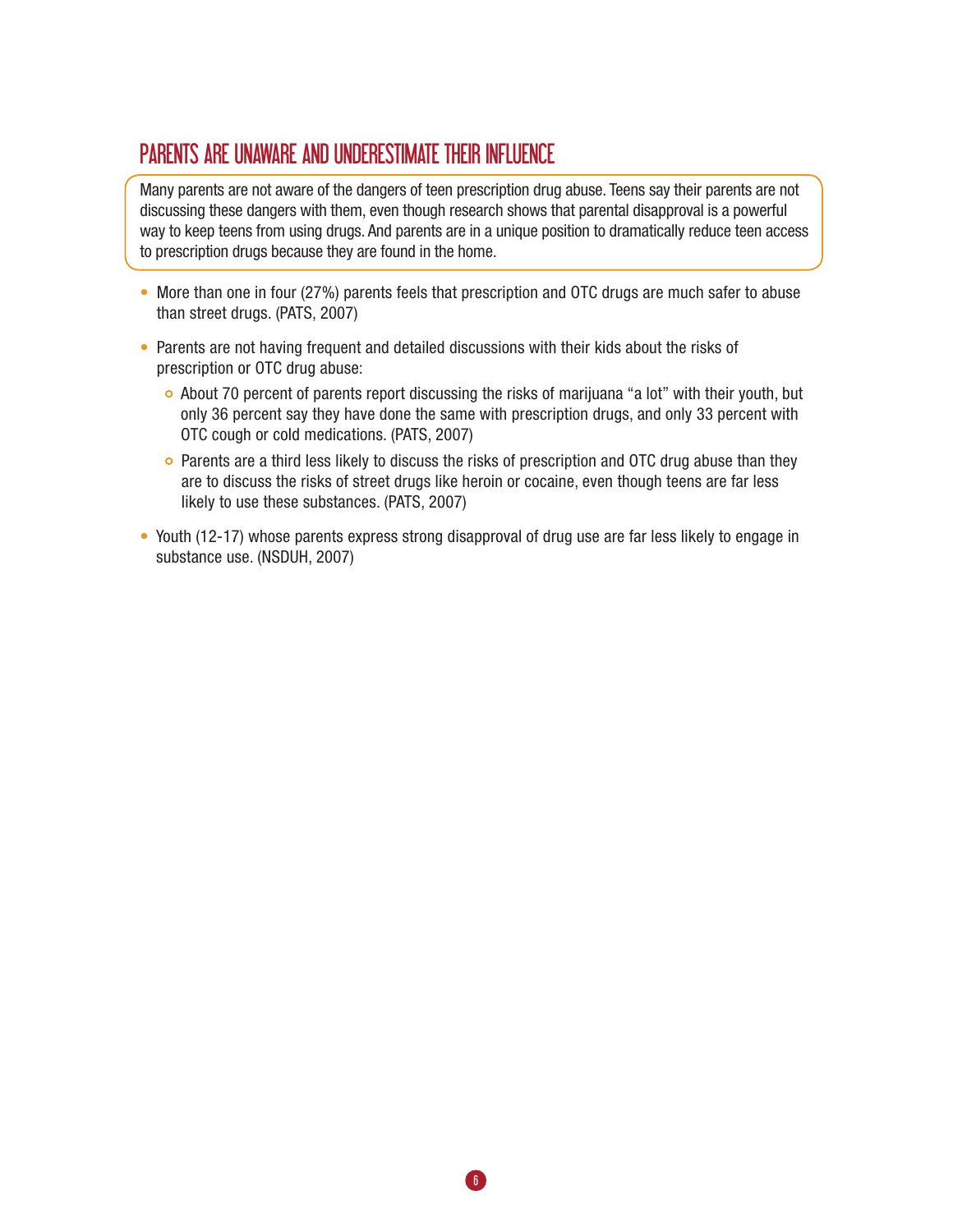## PARENTS ARE UNAWARE AND UNDERESTIMATE THEIR INFLUENCE

Many parents are not aware of the dangers of teen prescription drug abuse. Teens say their parents are not discussing these dangers with them, even though research shows that parental disapproval is a powerful way to keep teens from using drugs. And parents are in a unique position to dramatically reduce teen access to prescription drugs because they are found in the home.

- More than one in four (27%) parents feels that prescription and OTC drugs are much safer to abuse than street drugs. (PATS, 2007)
- Parents are not having frequent and detailed discussions with their kids about the risks of prescription or OTC drug abuse:
  - About 70 percent of parents report discussing the risks of marijuana "a lot" with their youth, but only 36 percent say they have done the same with prescription drugs, and only 33 percent with OTC cough or cold medications. (PATS, 2007)
  - Parents are a third less likely to discuss the risks of prescription and OTC drug abuse than they are to discuss the risks of street drugs like heroin or cocaine, even though teens are far less likely to use these substances. (PATS, 2007)
- Youth (12-17) whose parents express strong disapproval of drug use are far less likely to engage in substance use. (NSDUH, 2007)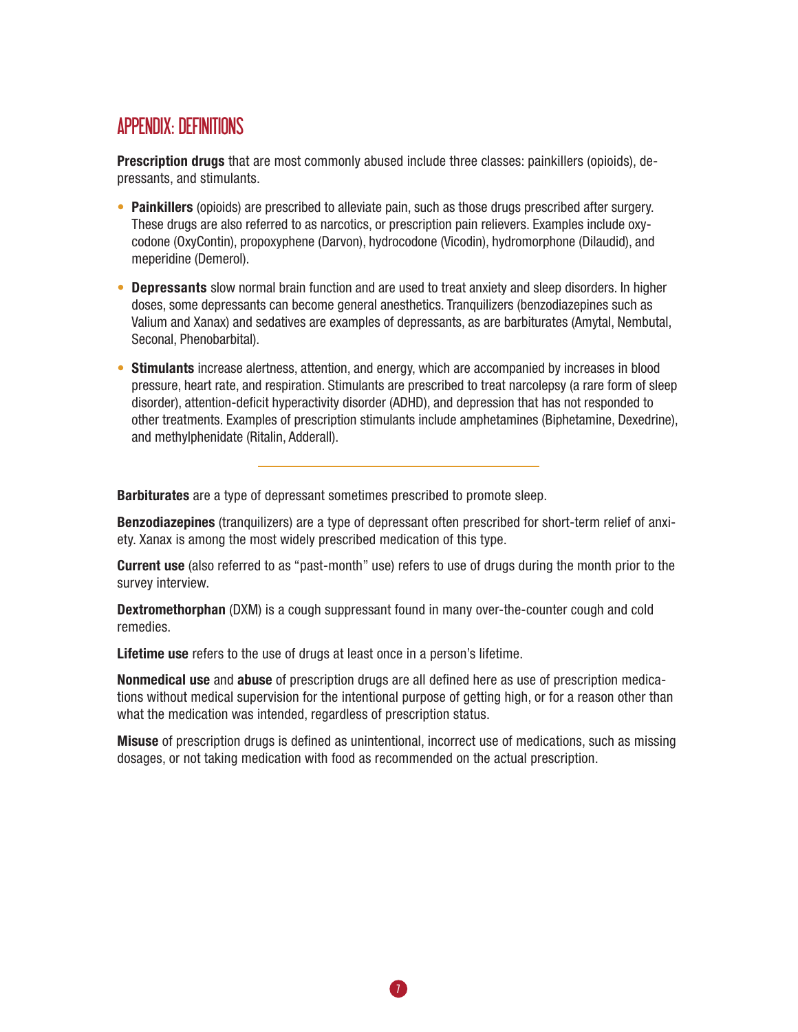## APPENDIX: DEFINITIONS

**Prescription drugs** that are most commonly abused include three classes: painkillers (opioids), depressants, and stimulants.

- **Painkillers** (opioids) are prescribed to alleviate pain, such as those drugs prescribed after surgery. These drugs are also referred to as narcotics, or prescription pain relievers. Examples include oxycodone (OxyContin), propoxyphene (Darvon), hydrocodone (Vicodin), hydromorphone (Dilaudid), and meperidine (Demerol).
- **Depressants** slow normal brain function and are used to treat anxiety and sleep disorders. In higher doses, some depressants can become general anesthetics. Tranquilizers (benzodiazepines such as Valium and Xanax) and sedatives are examples of depressants, as are barbiturates (Amytal, Nembutal, Seconal, Phenobarbital).
- **Stimulants** increase alertness, attention, and energy, which are accompanied by increases in blood pressure, heart rate, and respiration. Stimulants are prescribed to treat narcolepsy (a rare form of sleep disorder), attention-deficit hyperactivity disorder (ADHD), and depression that has not responded to other treatments. Examples of prescription stimulants include amphetamines (Biphetamine, Dexedrine), and methylphenidate (Ritalin, Adderall).

---

**Barbiturates** are a type of depressant sometimes prescribed to promote sleep.

**Benzodiazepines** (tranquilizers) are a type of depressant often prescribed for short-term relief of anxiety. Xanax is among the most widely prescribed medication of this type.

**Current use** (also referred to as "past-month" use) refers to use of drugs during the month prior to the survey interview.

**Dextromethorphan** (DXM) is a cough suppressant found in many over-the-counter cough and cold remedies.

**Lifetime use** refers to the use of drugs at least once in a person's lifetime.

**Nonmedical use** and **abuse** of prescription drugs are all defined here as use of prescription medications without medical supervision for the intentional purpose of getting high, or for a reason other than what the medication was intended, regardless of prescription status.

**Misuse** of prescription drugs is defined as unintentional, incorrect use of medications, such as missing dosages, or not taking medication with food as recommended on the actual prescription.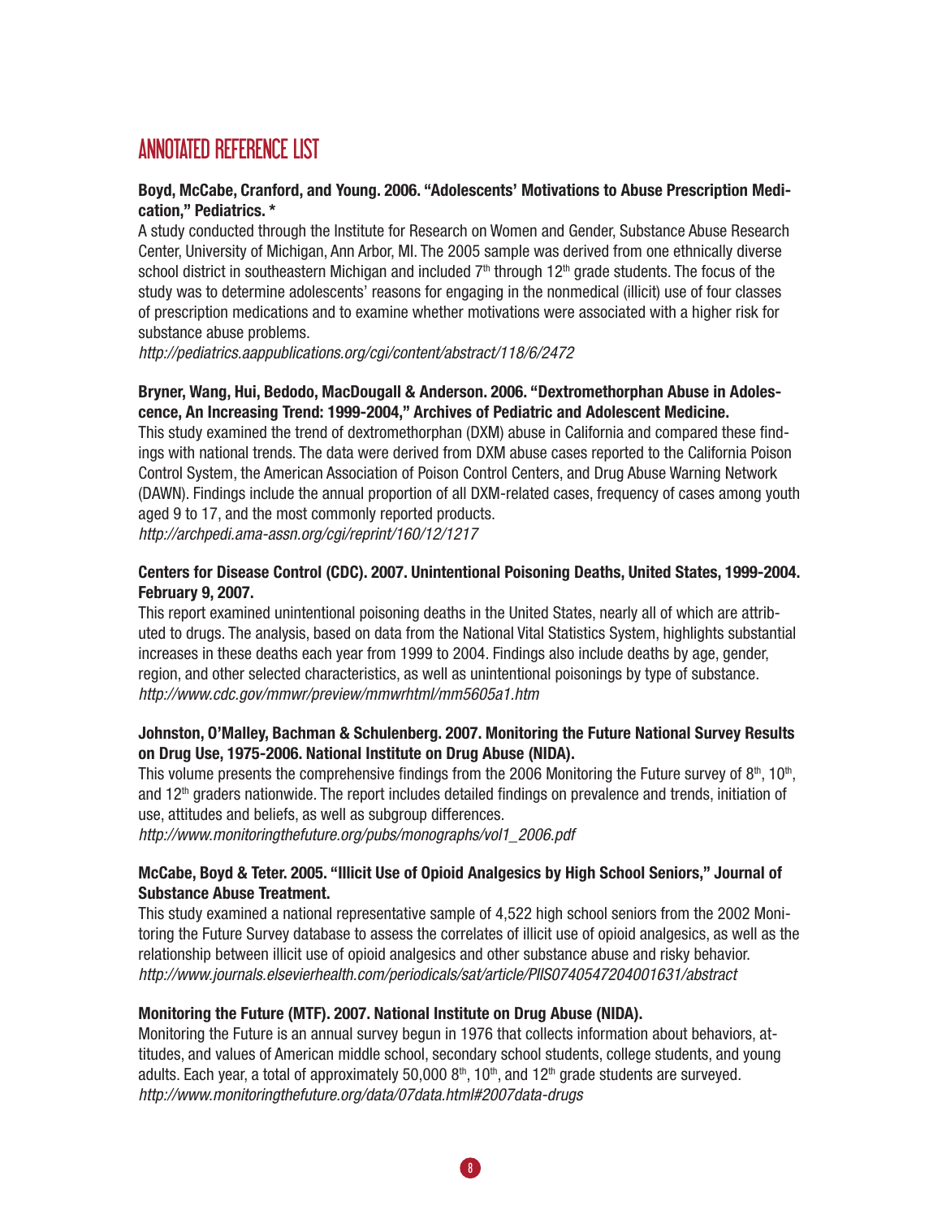# ANNOTATED REFERENCE LIST

**Boyd, McCabe, Cranford, and Young. 2006. "Adolescents' Motivations to Abuse Prescription Medication," Pediatrics. \***

A study conducted through the Institute for Research on Women and Gender, Substance Abuse Research Center, University of Michigan, Ann Arbor, MI. The 2005 sample was derived from one ethnically diverse school district in southeastern Michigan and included 7th through 12th grade students. The focus of the study was to determine adolescents' reasons for engaging in the nonmedical (illicit) use of four classes of prescription medications and to examine whether motivations were associated with a higher risk for substance abuse problems.

*http://pediatrics.aappublications.org/cgi/content/abstract/118/6/2472*

**Bryner, Wang, Hui, Bedodo, MacDougall & Anderson. 2006. "Dextromethorphan Abuse in Adolescence, An Increasing Trend: 1999-2004," Archives of Pediatric and Adolescent Medicine.**

This study examined the trend of dextromethorphan (DXM) abuse in California and compared these findings with national trends. The data were derived from DXM abuse cases reported to the California Poison Control System, the American Association of Poison Control Centers, and Drug Abuse Warning Network (DAWN). Findings include the annual proportion of all DXM-related cases, frequency of cases among youth aged 9 to 17, and the most commonly reported products.

*http://archpedi.ama-assn.org/cgi/reprint/160/12/1217*

**Centers for Disease Control (CDC). 2007. Unintentional Poisoning Deaths, United States, 1999-2004. February 9, 2007.**

This report examined unintentional poisoning deaths in the United States, nearly all of which are attributed to drugs. The analysis, based on data from the National Vital Statistics System, highlights substantial increases in these deaths each year from 1999 to 2004. Findings also include deaths by age, gender, region, and other selected characteristics, as well as unintentional poisonings by type of substance.

*http://www.cdc.gov/mmwr/preview/mmwrhtml/mm5605a1.htm*

**Johnston, O'Malley, Bachman & Schulenberg. 2007. Monitoring the Future National Survey Results on Drug Use, 1975-2006. National Institute on Drug Abuse (NIDA).**

This volume presents the comprehensive findings from the 2006 Monitoring the Future survey of 8th, 10th, and 12th graders nationwide. The report includes detailed findings on prevalence and trends, initiation of use, attitudes and beliefs, as well as subgroup differences.

*http://www.monitoringthefuture.org/pubs/monographs/vol1_2006.pdf*

**McCabe, Boyd & Teter. 2005. "Illicit Use of Opioid Analgesics by High School Seniors," Journal of Substance Abuse Treatment.**

This study examined a national representative sample of 4,522 high school seniors from the 2002 Monitoring the Future Survey database to assess the correlates of illicit use of opioid analgesics, as well as the relationship between illicit use of opioid analgesics and other substance abuse and risky behavior.

*http://www.journals.elsevierhealth.com/periodicals/sat/article/PIIS0740547204001631/abstract*

**Monitoring the Future (MTF). 2007. National Institute on Drug Abuse (NIDA).**

Monitoring the Future is an annual survey begun in 1976 that collects information about behaviors, attitudes, and values of American middle school, secondary school students, college students, and young adults. Each year, a total of approximately 50,000 8th, 10th, and 12th grade students are surveyed.

*http://www.monitoringthefuture.org/data/07data.html#2007data-drugs*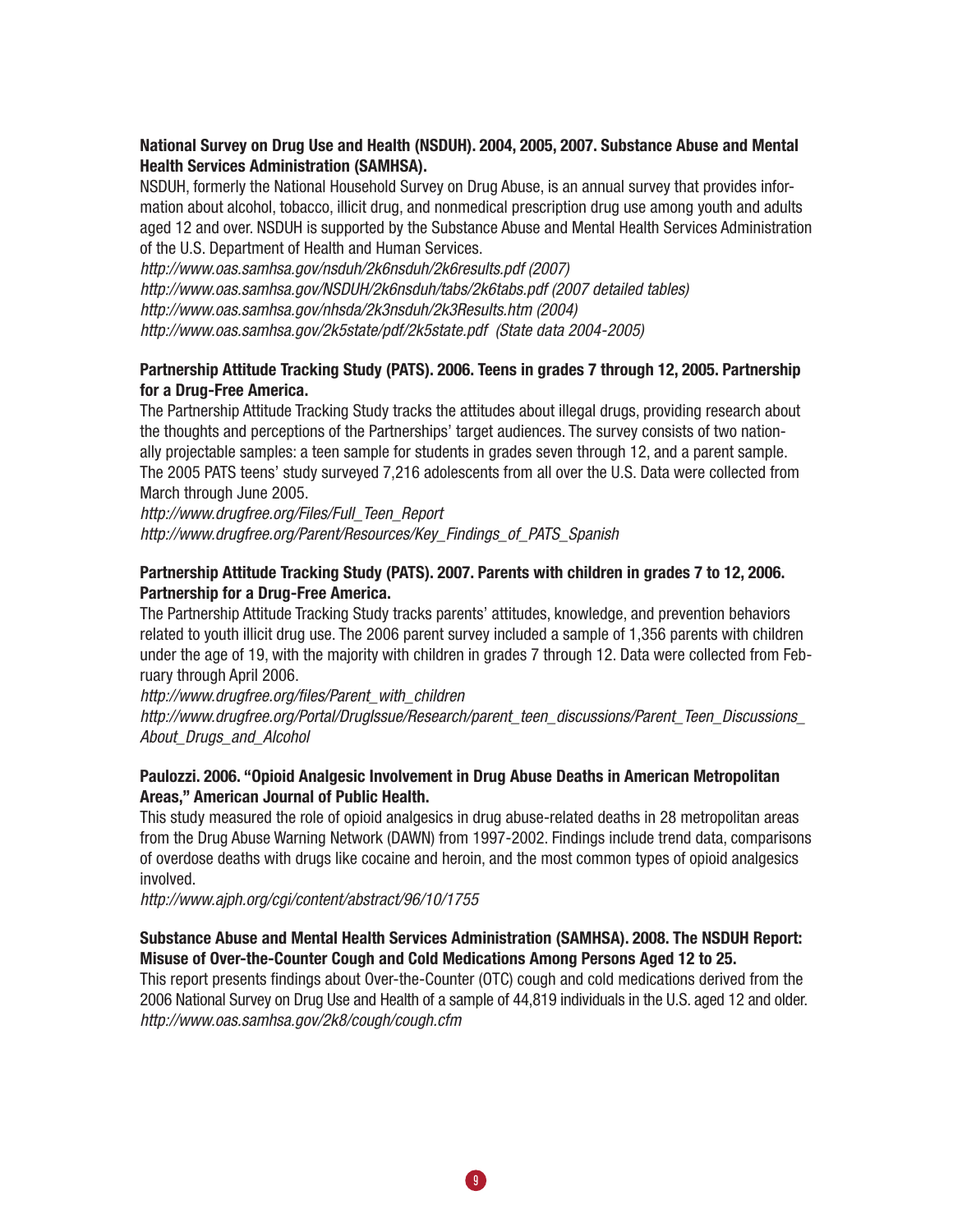**National Survey on Drug Use and Health (NSDUH). 2004, 2005, 2007. Substance Abuse and Mental Health Services Administration (SAMHSA).**

NSDUH, formerly the National Household Survey on Drug Abuse, is an annual survey that provides information about alcohol, tobacco, illicit drug, and nonmedical prescription drug use among youth and adults aged 12 and over. NSDUH is supported by the Substance Abuse and Mental Health Services Administration of the U.S. Department of Health and Human Services.

*http://www.oas.samhsa.gov/nsduh/2k6nsduh/2k6results.pdf (2007)*
*http://www.oas.samhsa.gov/NSDUH/2k6nsduh/tabs/2k6tabs.pdf (2007 detailed tables)*
*http://www.oas.samhsa.gov/nhsda/2k3nsduh/2k3Results.htm (2004)*
*http://www.oas.samhsa.gov/2k5state/pdf/2k5state.pdf (State data 2004-2005)*

**Partnership Attitude Tracking Study (PATS). 2006. Teens in grades 7 through 12, 2005. Partnership for a Drug-Free America.**

The Partnership Attitude Tracking Study tracks the attitudes about illegal drugs, providing research about the thoughts and perceptions of the Partnerships' target audiences. The survey consists of two nationally projectable samples: a teen sample for students in grades seven through 12, and a parent sample. The 2005 PATS teens' study surveyed 7,216 adolescents from all over the U.S. Data were collected from March through June 2005.

*http://www.drugfree.org/Files/Full_Teen_Report*
*http://www.drugfree.org/Parent/Resources/Key_Findings_of_PATS_Spanish*

**Partnership Attitude Tracking Study (PATS). 2007. Parents with children in grades 7 to 12, 2006. Partnership for a Drug-Free America.**

The Partnership Attitude Tracking Study tracks parents' attitudes, knowledge, and prevention behaviors related to youth illicit drug use. The 2006 parent survey included a sample of 1,356 parents with children under the age of 19, with the majority with children in grades 7 through 12. Data were collected from February through April 2006.

*http://www.drugfree.org/files/Parent_with_children*
*http://www.drugfree.org/Portal/DrugIssue/Research/parent_teen_discussions/Parent_Teen_Discussions_About_Drugs_and_Alcohol*

**Paulozzi. 2006. "Opioid Analgesic Involvement in Drug Abuse Deaths in American Metropolitan Areas," American Journal of Public Health.**

This study measured the role of opioid analgesics in drug abuse-related deaths in 28 metropolitan areas from the Drug Abuse Warning Network (DAWN) from 1997-2002. Findings include trend data, comparisons of overdose deaths with drugs like cocaine and heroin, and the most common types of opioid analgesics involved.

*http://www.ajph.org/cgi/content/abstract/96/10/1755*

**Substance Abuse and Mental Health Services Administration (SAMHSA). 2008. The NSDUH Report: Misuse of Over-the-Counter Cough and Cold Medications Among Persons Aged 12 to 25.**

This report presents findings about Over-the-Counter (OTC) cough and cold medications derived from the 2006 National Survey on Drug Use and Health of a sample of 44,819 individuals in the U.S. aged 12 and older.

*http://www.oas.samhsa.gov/2k8/cough/cough.cfm*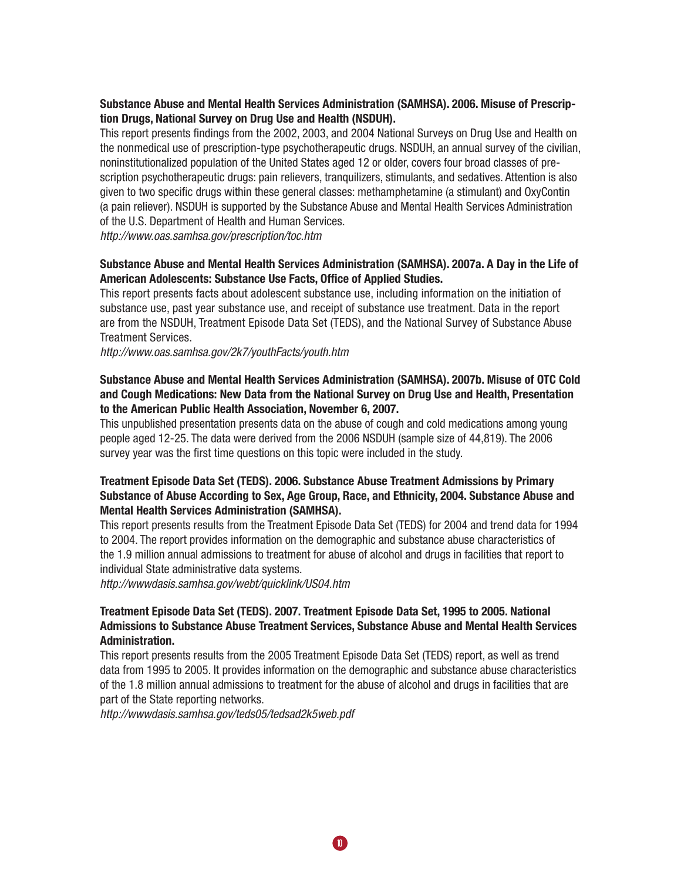**Substance Abuse and Mental Health Services Administration (SAMHSA). 2006. Misuse of Prescription Drugs, National Survey on Drug Use and Health (NSDUH).**
This report presents findings from the 2002, 2003, and 2004 National Surveys on Drug Use and Health on the nonmedical use of prescription-type psychotherapeutic drugs. NSDUH, an annual survey of the civilian, noninstitutionalized population of the United States aged 12 or older, covers four broad classes of prescription psychotherapeutic drugs: pain relievers, tranquilizers, stimulants, and sedatives. Attention is also given to two specific drugs within these general classes: methamphetamine (a stimulant) and OxyContin (a pain reliever). NSDUH is supported by the Substance Abuse and Mental Health Services Administration of the U.S. Department of Health and Human Services.
*http://www.oas.samhsa.gov/prescription/toc.htm*

**Substance Abuse and Mental Health Services Administration (SAMHSA). 2007a. A Day in the Life of American Adolescents: Substance Use Facts, Office of Applied Studies.**
This report presents facts about adolescent substance use, including information on the initiation of substance use, past year substance use, and receipt of substance use treatment. Data in the report are from the NSDUH, Treatment Episode Data Set (TEDS), and the National Survey of Substance Abuse Treatment Services.
*http://www.oas.samhsa.gov/2k7/youthFacts/youth.htm*

**Substance Abuse and Mental Health Services Administration (SAMHSA). 2007b. Misuse of OTC Cold and Cough Medications: New Data from the National Survey on Drug Use and Health, Presentation to the American Public Health Association, November 6, 2007.**
This unpublished presentation presents data on the abuse of cough and cold medications among young people aged 12-25. The data were derived from the 2006 NSDUH (sample size of 44,819). The 2006 survey year was the first time questions on this topic were included in the study.

**Treatment Episode Data Set (TEDS). 2006. Substance Abuse Treatment Admissions by Primary Substance of Abuse According to Sex, Age Group, Race, and Ethnicity, 2004. Substance Abuse and Mental Health Services Administration (SAMHSA).**
This report presents results from the Treatment Episode Data Set (TEDS) for 2004 and trend data for 1994 to 2004. The report provides information on the demographic and substance abuse characteristics of the 1.9 million annual admissions to treatment for abuse of alcohol and drugs in facilities that report to individual State administrative data systems.
*http://wwwdasis.samhsa.gov/webt/quicklink/US04.htm*

**Treatment Episode Data Set (TEDS). 2007. Treatment Episode Data Set, 1995 to 2005. National Admissions to Substance Abuse Treatment Services, Substance Abuse and Mental Health Services Administration.**
This report presents results from the 2005 Treatment Episode Data Set (TEDS) report, as well as trend data from 1995 to 2005. It provides information on the demographic and substance abuse characteristics of the 1.8 million annual admissions to treatment for the abuse of alcohol and drugs in facilities that are part of the State reporting networks.
*http://wwwdasis.samhsa.gov/teds05/tedsad2k5web.pdf*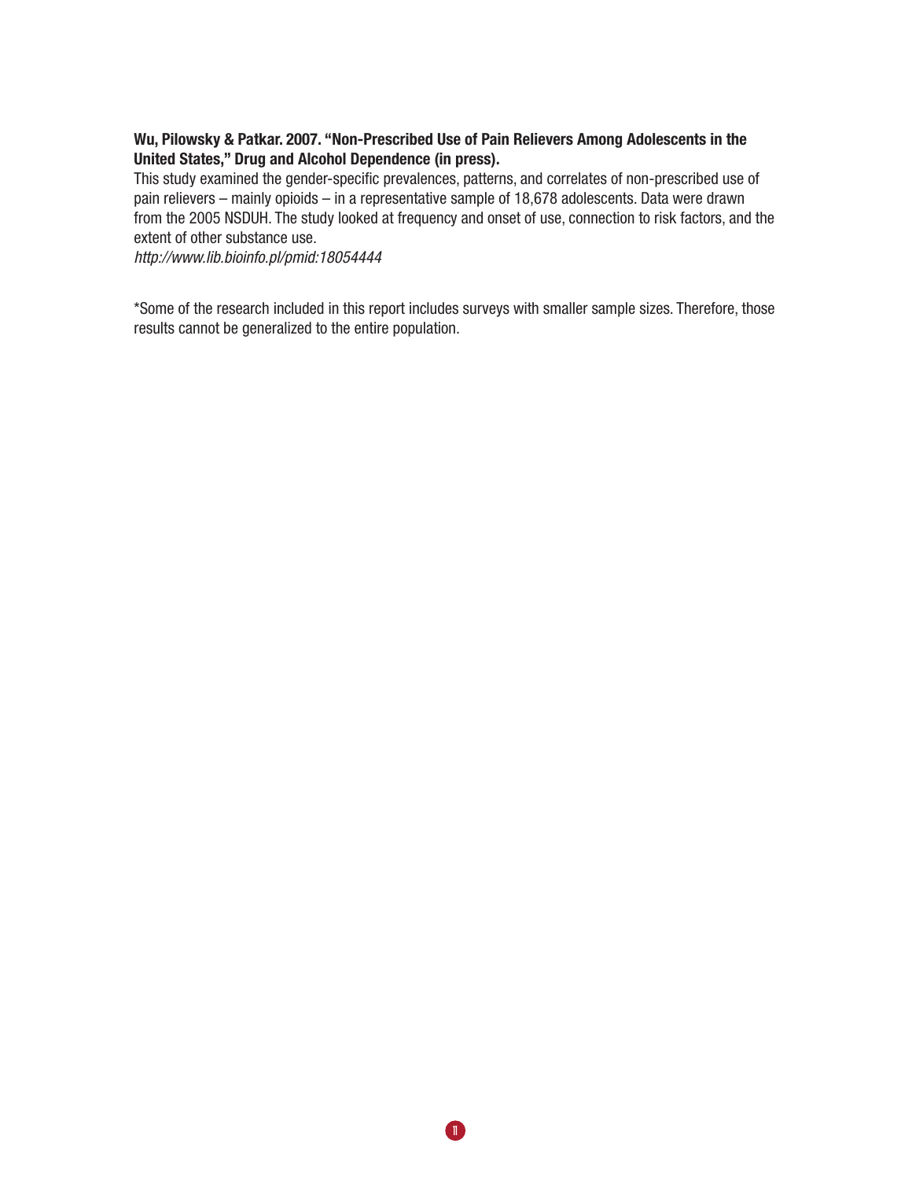**Wu, Pilowsky & Patkar. 2007. "Non-Prescribed Use of Pain Relievers Among Adolescents in the United States," Drug and Alcohol Dependence (in press).**

This study examined the gender-specific prevalences, patterns, and correlates of non-prescribed use of pain relievers – mainly opioids – in a representative sample of 18,678 adolescents. Data were drawn from the 2005 NSDUH. The study looked at frequency and onset of use, connection to risk factors, and the extent of other substance use.

*http://www.lib.bioinfo.pl/pmid:18054444*

*Some of the research included in this report includes surveys with smaller sample sizes. Therefore, those results cannot be generalized to the entire population.